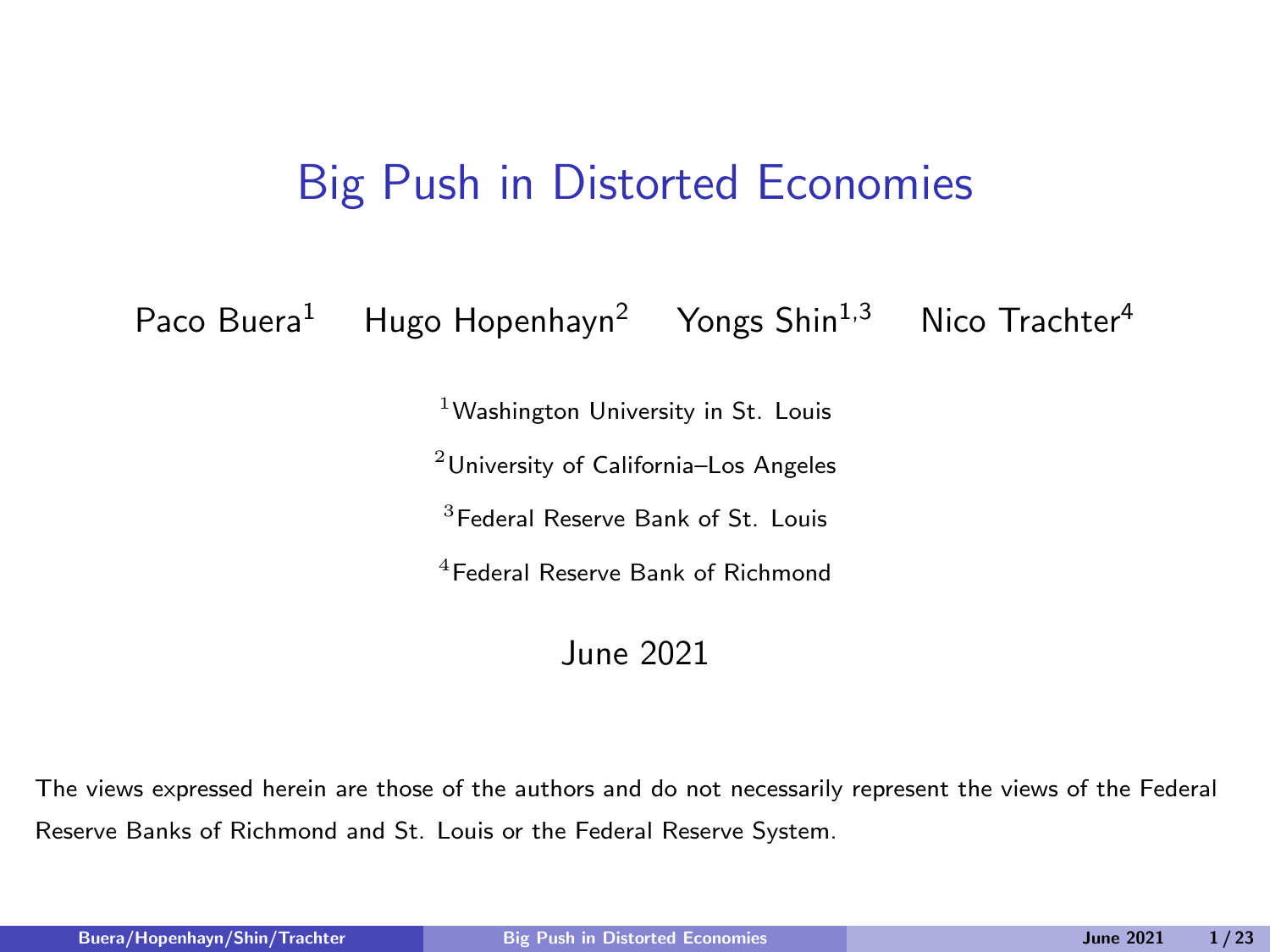# Big Push in Distorted Economies

Paco Buera[1] Hugo Hopenhayn[2] Yongs Shin[1,3] Nico Trachter[4]

[1]Washington University in St. Louis

[2]University of California–Los Angeles

[3]Federal Reserve Bank of St. Louis

[4]Federal Reserve Bank of Richmond

June 2021

The views expressed herein are those of the authors and do not necessarily represent the views of the Federal Reserve Banks of Richmond and St. Louis or the Federal Reserve System.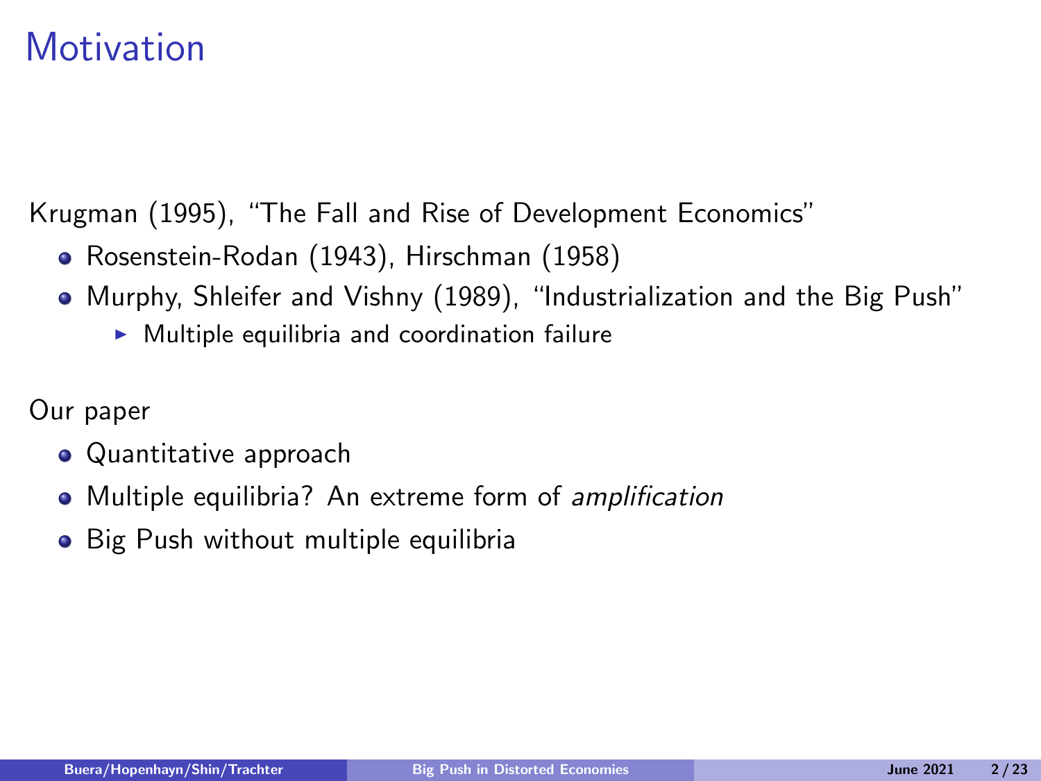# Motivation

Krugman (1995), "The Fall and Rise of Development Economics"

- Rosenstein-Rodan (1943), Hirschman (1958)
- Murphy, Shleifer and Vishny (1989), "Industrialization and the Big Push"
  - Multiple equilibria and coordination failure

Our paper

- Quantitative approach
- Multiple equilibria? An extreme form of *amplification*
- Big Push without multiple equilibria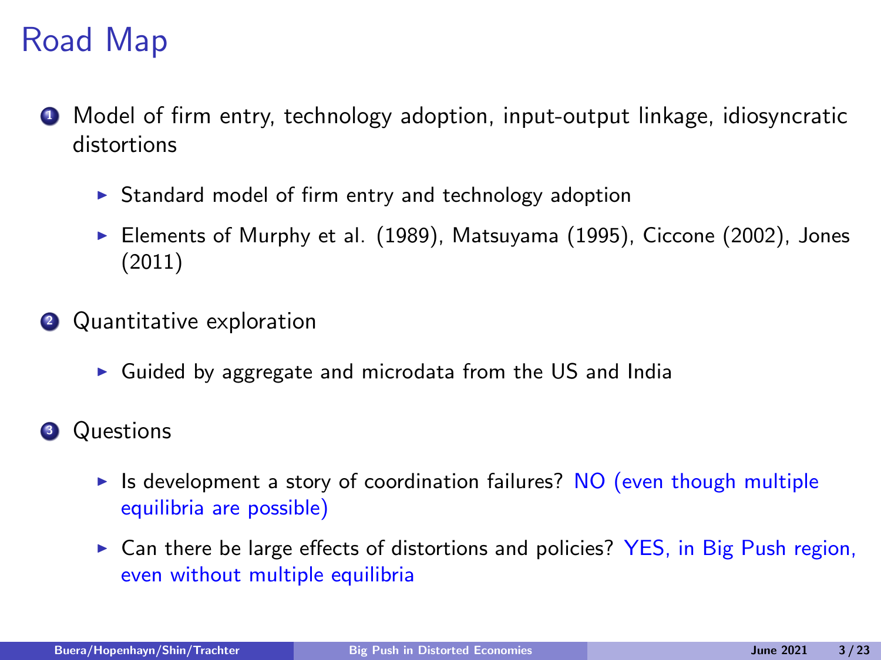# Road Map

1. Model of firm entry, technology adoption, input-output linkage, idiosyncratic distortions
   - Standard model of firm entry and technology adoption
   - Elements of Murphy et al. (1989), Matsuyama (1995), Ciccone (2002), Jones (2011)
2. Quantitative exploration
   - Guided by aggregate and microdata from the US and India
3. Questions
   - Is development a story of coordination failures? NO (even though multiple equilibria are possible)
   - Can there be large effects of distortions and policies? YES, in Big Push region, even without multiple equilibria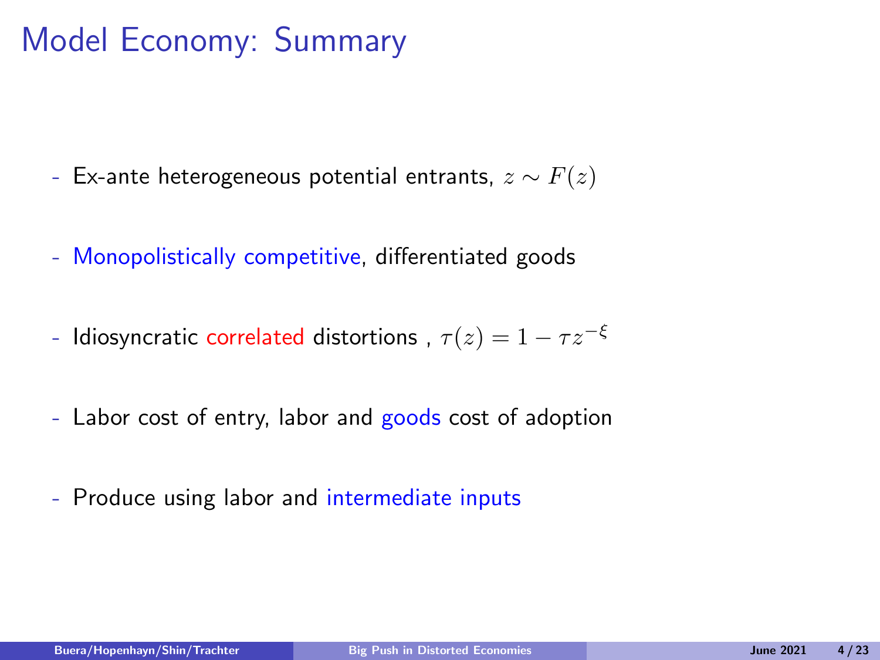# Model Economy: Summary

- Ex-ante heterogeneous potential entrants, $z \sim F(z)$
- Monopolistically competitive, differentiated goods
- Idiosyncratic correlated distortions , $\tau(z) = 1 - \tau z^{-\xi}$
- Labor cost of entry, labor and goods cost of adoption
- Produce using labor and intermediate inputs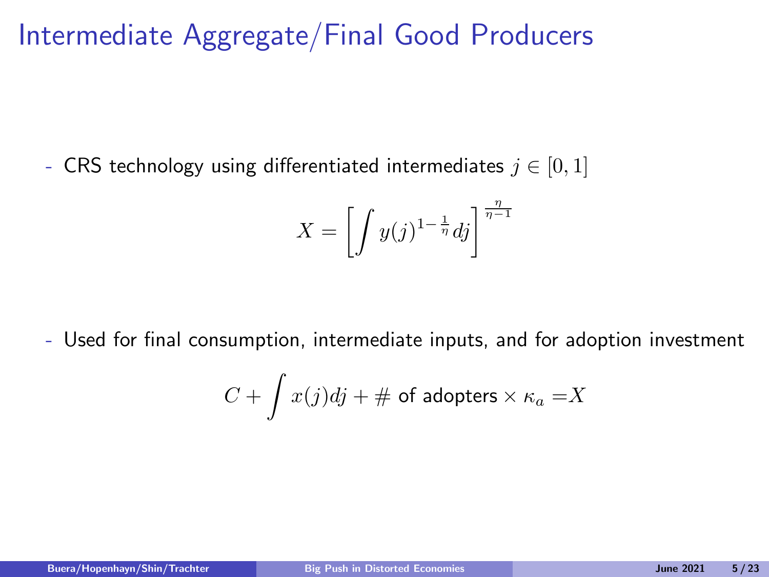# Intermediate Aggregate/Final Good Producers

- CRS technology using differentiated intermediates $j \in [0, 1]$

$$X = \left[ \int y(j)^{1-\frac{1}{\eta}} dj \right]^{\frac{\eta}{\eta-1}}$$

- Used for final consumption, intermediate inputs, and for adoption investment

$$C + \int x(j)dj + \# \text{ of adopters} \times \kappa_a = X$$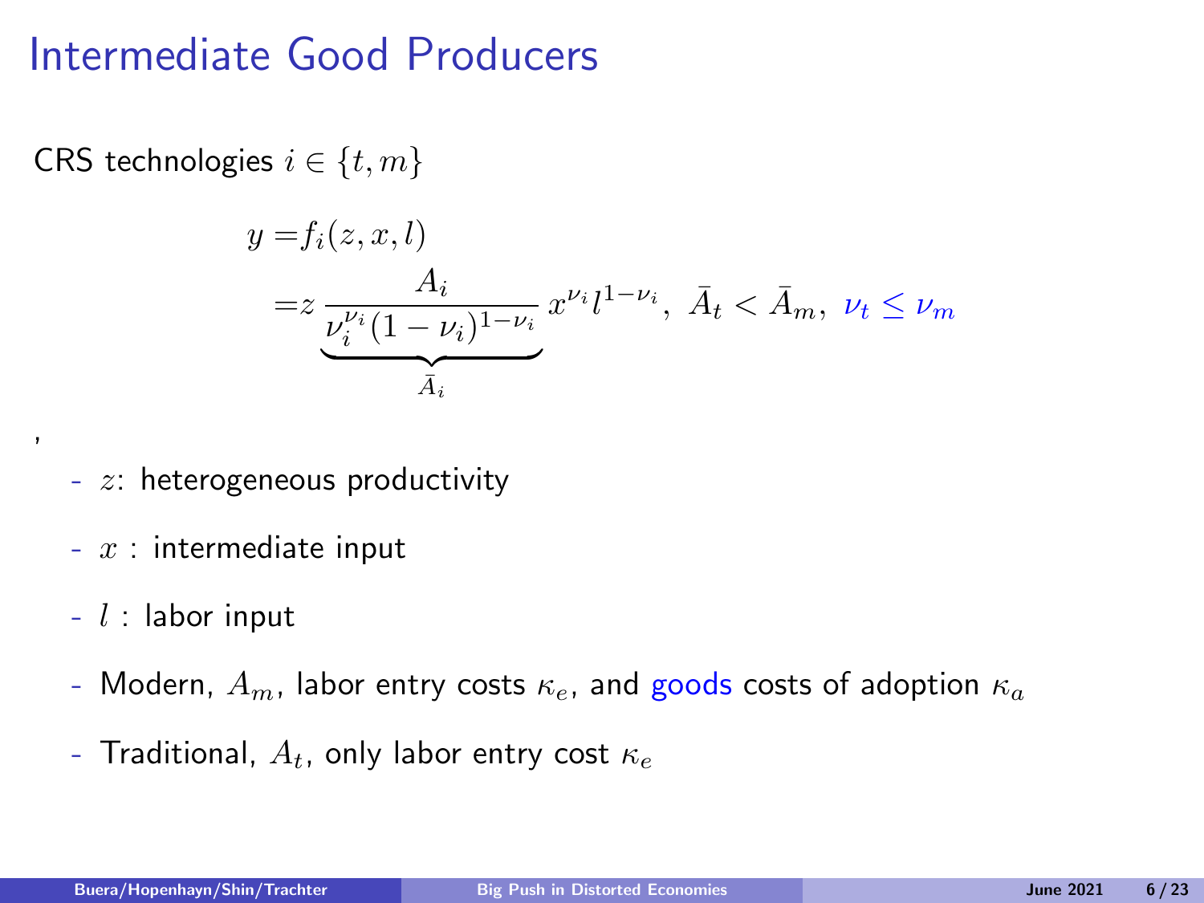# Intermediate Good Producers

CRS technologies $i \in \{t, m\}$

$$
\begin{aligned}
y =& f_i(z, x, l) \\
=& z \underbrace{\frac{A_i}{\nu_i^{\nu_i}(1-\nu_i)^{1-\nu_i}}}_{\bar{A}_i} x^{\nu_i} l^{1-\nu_i}, \ \bar{A}_t < \bar{A}_m, \ \nu_t \leq \nu_m
\end{aligned}
$$

,

- $z$: heterogeneous productivity
- $x$ : intermediate input
- $l$ : labor input
- Modern, $A_m$, labor entry costs $\kappa_e$, and goods costs of adoption $\kappa_a$
- Traditional, $A_t$, only labor entry cost $\kappa_e$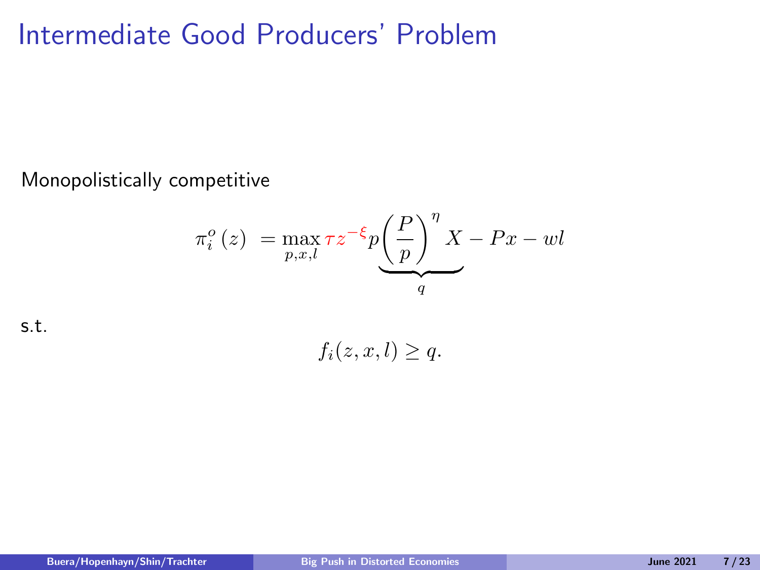# Intermediate Good Producers' Problem

Monopolistically competitive

$$\pi_i^o(z) = \max_{p,x,l} \tau z^{-\xi} p \underbrace{\left(\frac{P}{p}\right)^{\eta} X}_{q} - Px - wl$$

s.t.

$$f_i(z,x,l) \geq q.$$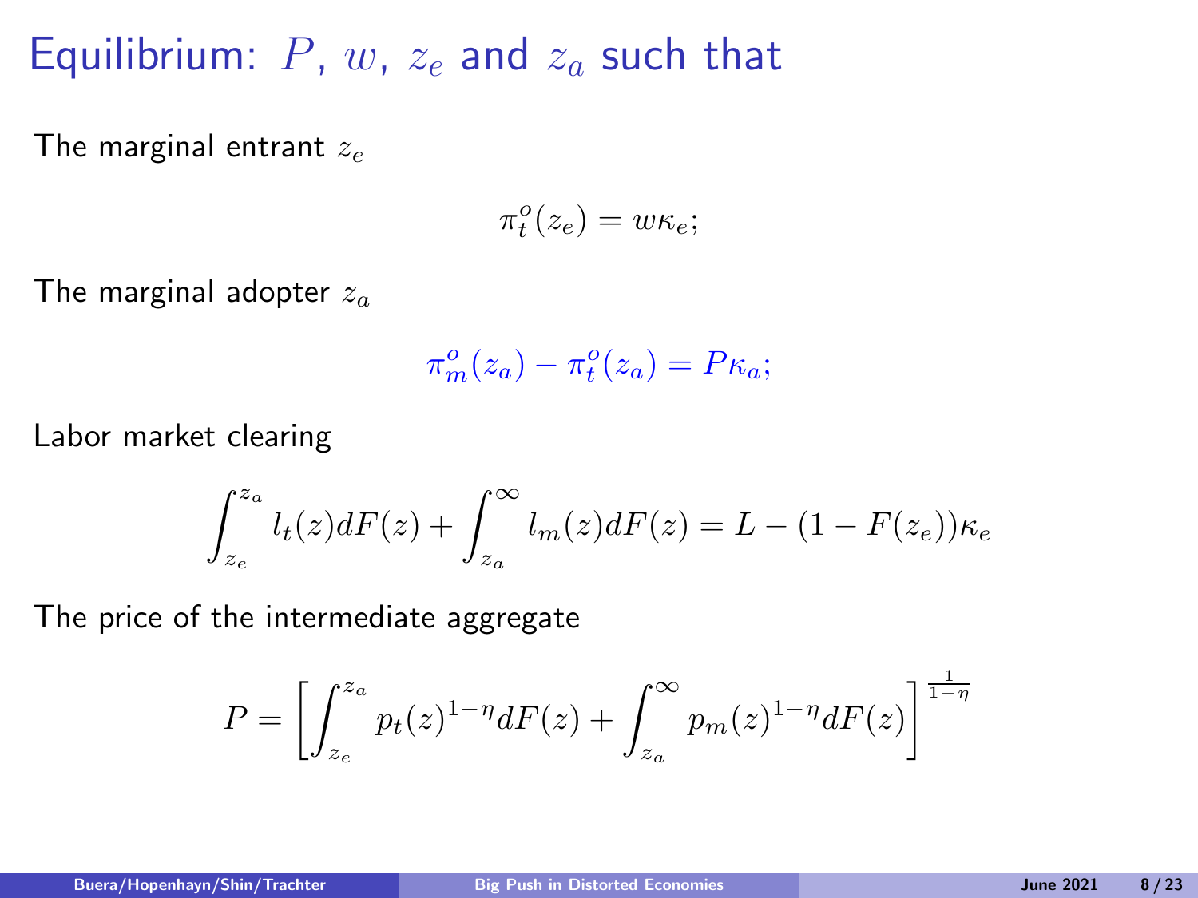# Equilibrium: $P$, $w$, $z_e$ and $z_a$ such that

The marginal entrant $z_e$

$$\pi_t^o(z_e) = w\kappa_e;$$

The marginal adopter $z_a$

$$\pi_m^o(z_a) - \pi_t^o(z_a) = P\kappa_a;$$

Labor market clearing

$$\int_{z_e}^{z_a} l_t(z)dF(z) + \int_{z_a}^{\infty} l_m(z)dF(z) = L - (1 - F(z_e))\kappa_e$$

The price of the intermediate aggregate

$$P = \left[\int_{z_e}^{z_a} p_t(z)^{1-\eta}dF(z) + \int_{z_a}^{\infty} p_m(z)^{1-\eta}dF(z)\right]^{\frac{1}{1-\eta}}$$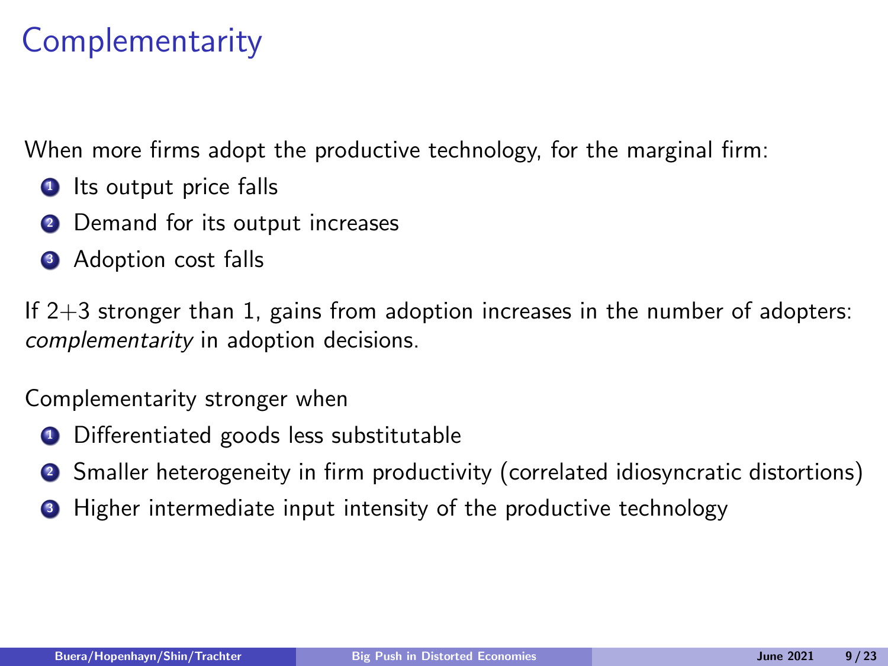# Complementarity

When more firms adopt the productive technology, for the marginal firm:

1. Its output price falls
2. Demand for its output increases
3. Adoption cost falls

If 2+3 stronger than 1, gains from adoption increases in the number of adopters: *complementarity* in adoption decisions.

Complementarity stronger when

1. Differentiated goods less substitutable
2. Smaller heterogeneity in firm productivity (correlated idiosyncratic distortions)
3. Higher intermediate input intensity of the productive technology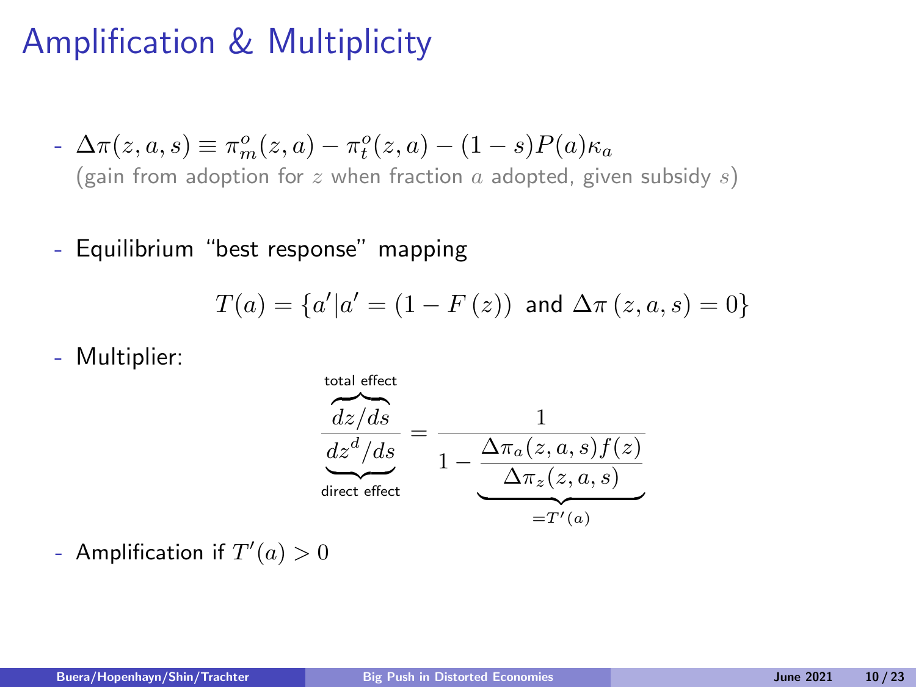# Amplification & Multiplicity

- $\Delta\pi(z, a, s) \equiv \pi_m^o(z, a) - \pi_t^o(z, a) - (1 - s)P(a)\kappa_a$
  (gain from adoption for $z$ when fraction $a$ adopted, given subsidy $s$)

- Equilibrium "best response" mapping

$$T(a) = \{a' | a' = (1 - F(z)) \text{ and } \Delta\pi(z, a, s) = 0\}$$

- Multiplier:

$$\frac{\overbrace{dz/ds}^{\text{total effect}}}{\underbrace{dz^d/ds}_{\text{direct effect}}} = \frac{1}{1 - \underbrace{\dfrac{\Delta\pi_a(z, a, s) f(z)}{\Delta\pi_z(z, a, s)}}_{=T'(a)}}$$

- Amplification if $T'(a) > 0$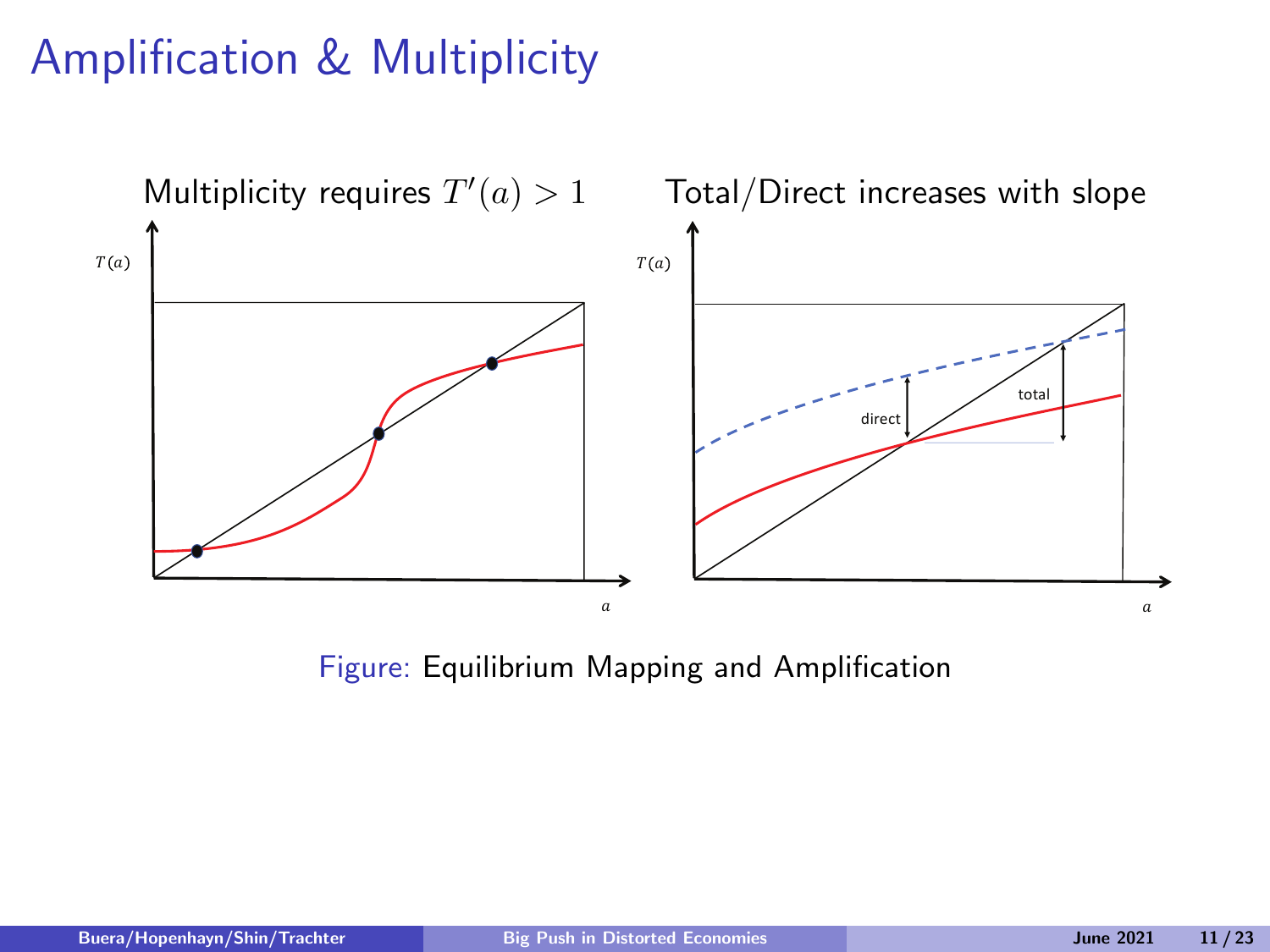# Amplification & Multiplicity

Multiplicity requires $T'(a) > 1$

Total/Direct increases with slope

Figure: Equilibrium Mapping and Amplification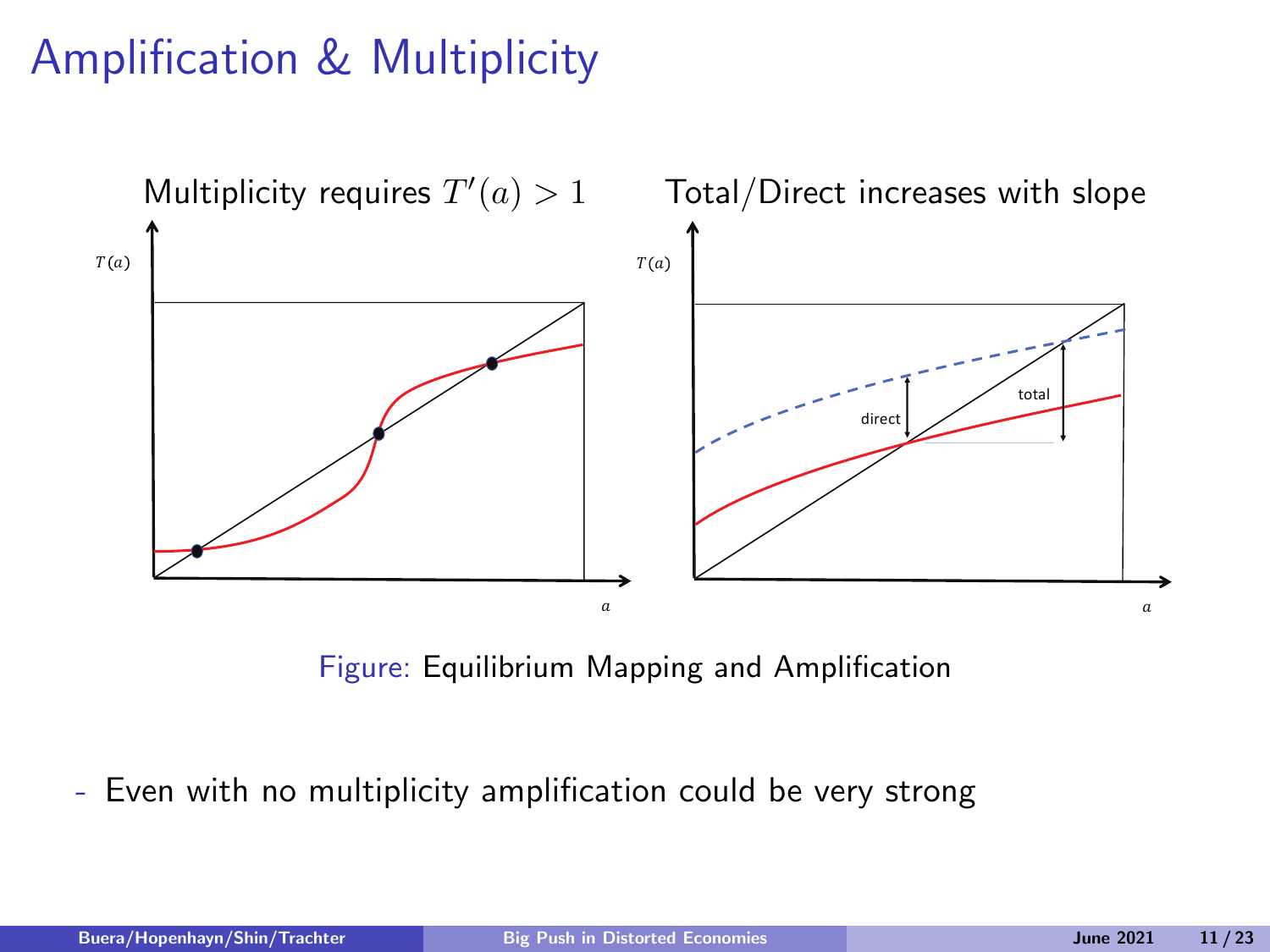# Amplification & Multiplicity

Multiplicity requires $T'(a) > 1$

Total/Direct increases with slope

Figure: Equilibrium Mapping and Amplification

- Even with no multiplicity amplification could be very strong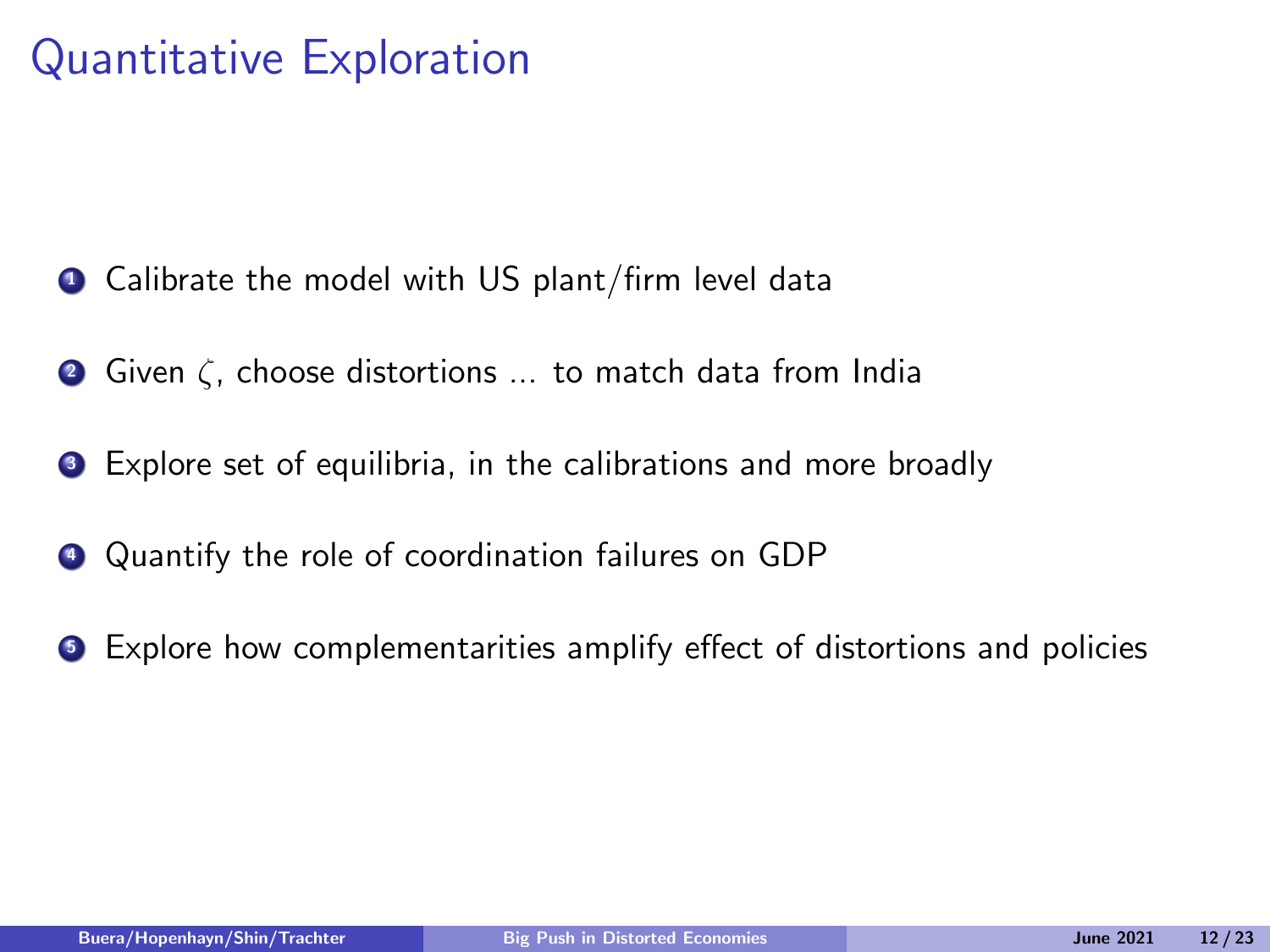# Quantitative Exploration

1. Calibrate the model with US plant/firm level data
2. Given $\zeta$, choose distortions ... to match data from India
3. Explore set of equilibria, in the calibrations and more broadly
4. Quantify the role of coordination failures on GDP
5. Explore how complementarities amplify effect of distortions and policies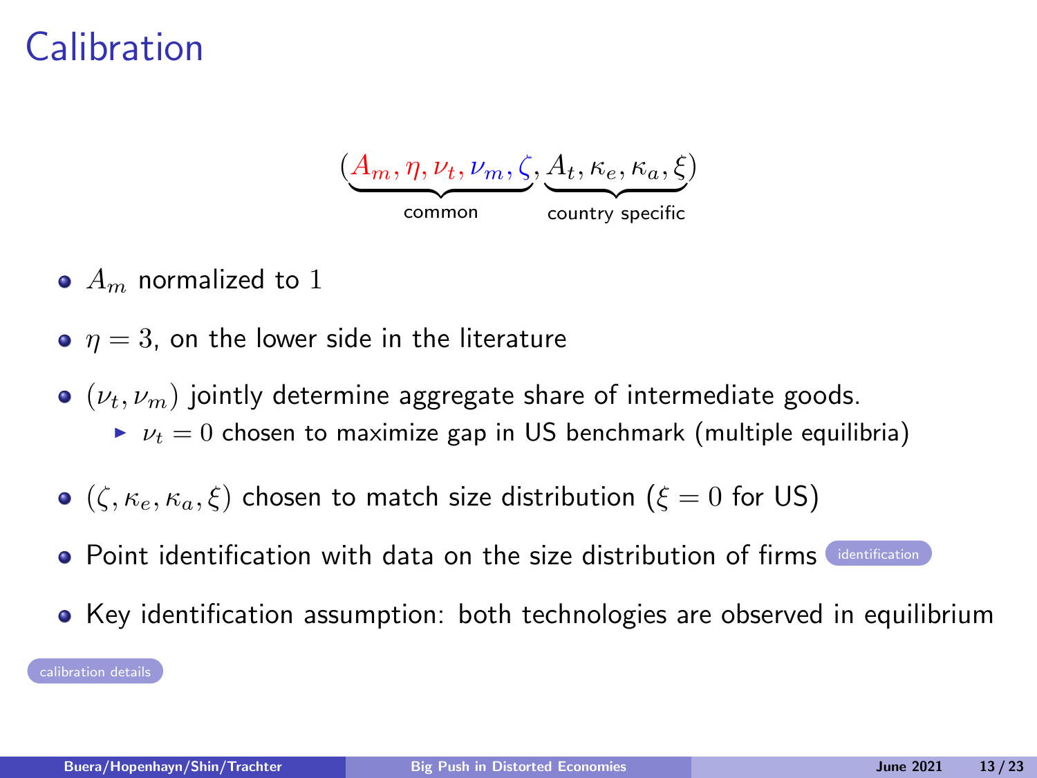# Calibration

$$(\underbrace{A_m, \eta, \nu_t, \nu_m, \zeta}_{\text{common}}, \underbrace{A_t, \kappa_e, \kappa_a, \xi}_{\text{country specific}})$$

- $A_m$ normalized to $1$
- $\eta = 3$, on the lower side in the literature
- $(\nu_t, \nu_m)$ jointly determine aggregate share of intermediate goods.
  - $\nu_t = 0$ chosen to maximize gap in US benchmark (multiple equilibria)
- $(\zeta, \kappa_e, \kappa_a, \xi)$ chosen to match size distribution ($\xi = 0$ for US)
- Point identification with data on the size distribution of firms identification
- Key identification assumption: both technologies are observed in equilibrium

calibration details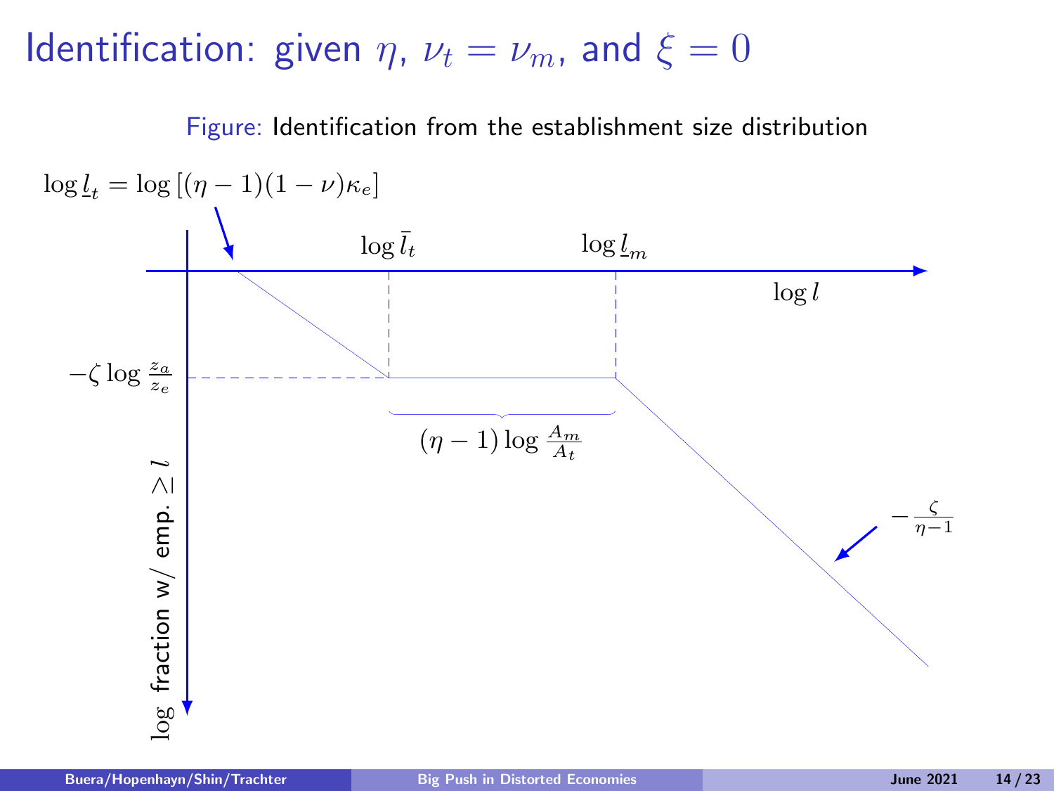# Identification: given $\eta$, $\nu_t = \nu_m$, and $\xi = 0$

Figure: Identification from the establishment size distribution

$\log \underline{l}_t = \log [(\eta - 1)(1 - \nu)\kappa_e]$

$\log \bar{l}_t$

$\log \underline{l}_m$

$\log l$

$-\zeta \log \frac{z_a}{z_e}$

$(\eta - 1) \log \frac{A_m}{A_t}$

$-\frac{\zeta}{\eta - 1}$

log fraction w/ emp. $\geq l$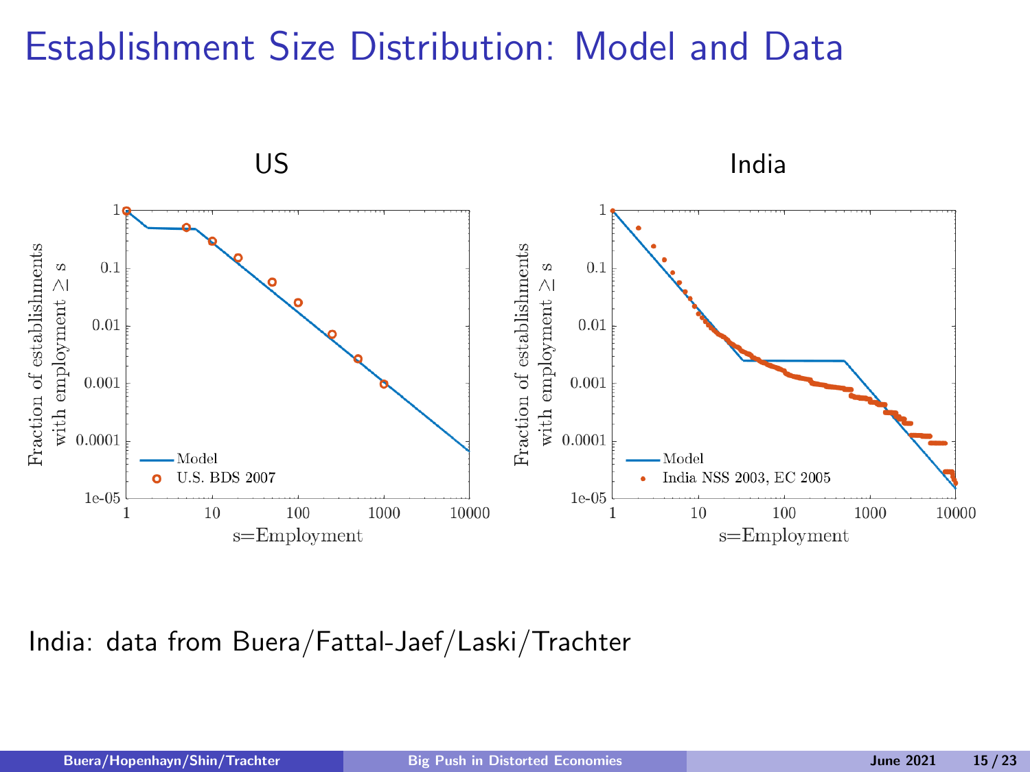# Establishment Size Distribution: Model and Data

India: data from Buera/Fattal-Jaef/Laski/Trachter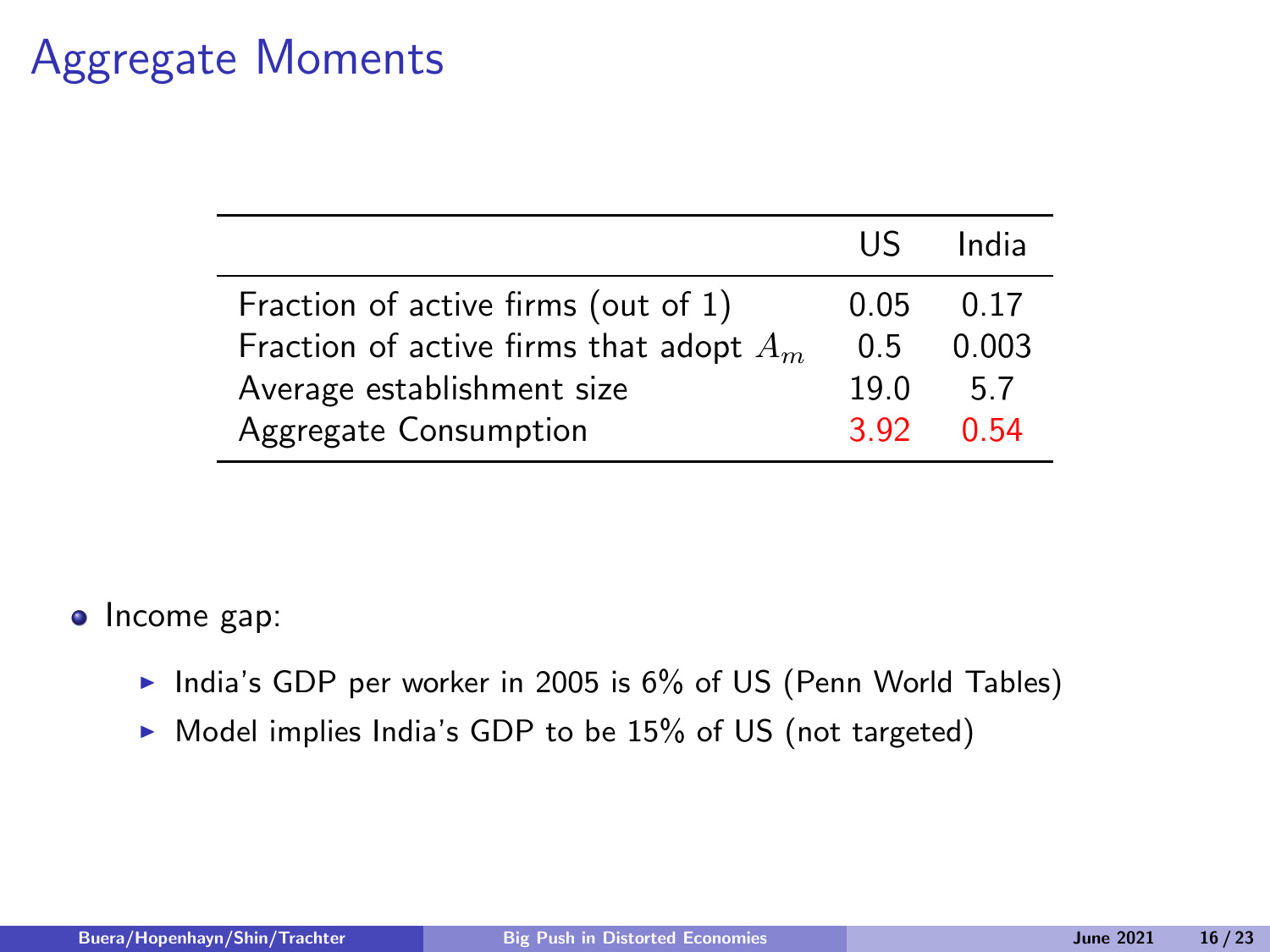# Aggregate Moments

| | US | India |
|---|---|---|
| Fraction of active firms (out of 1) | 0.05 | 0.17 |
| Fraction of active firms that adopt $A_m$ | 0.5 | 0.003 |
| Average establishment size | 19.0 | 5.7 |
| Aggregate Consumption | 3.92 | 0.54 |

- Income gap:
  - India's GDP per worker in 2005 is 6% of US (Penn World Tables)
  - Model implies India's GDP to be 15% of US (not targeted)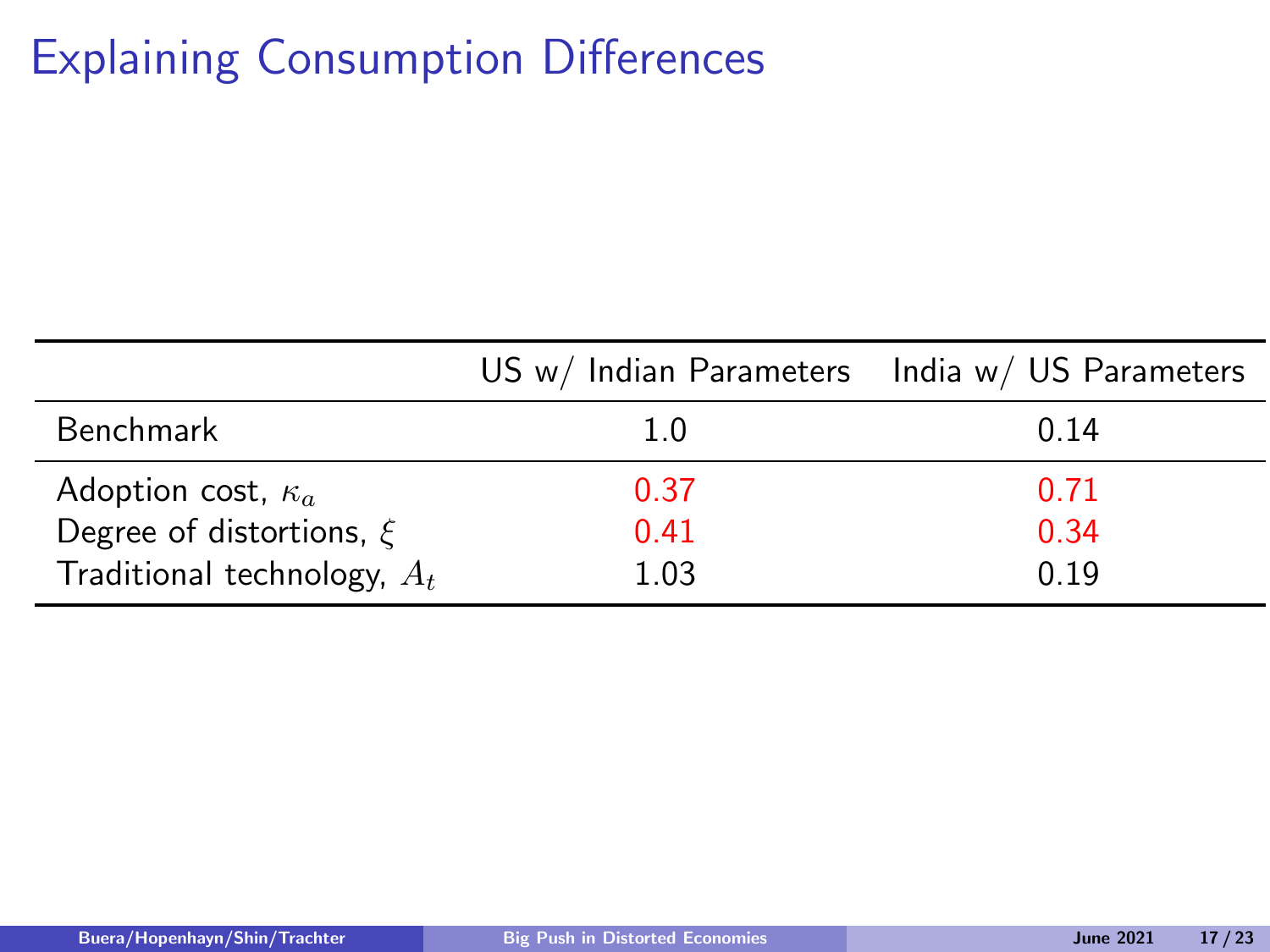# Explaining Consumption Differences

| | US w/ Indian Parameters | India w/ US Parameters |
|---|---|---|
| Benchmark | 1.0 | 0.14 |
| Adoption cost, $\kappa_a$ | 0.37 | 0.71 |
| Degree of distortions, $\xi$ | 0.41 | 0.34 |
| Traditional technology, $A_t$ | 1.03 | 0.19 |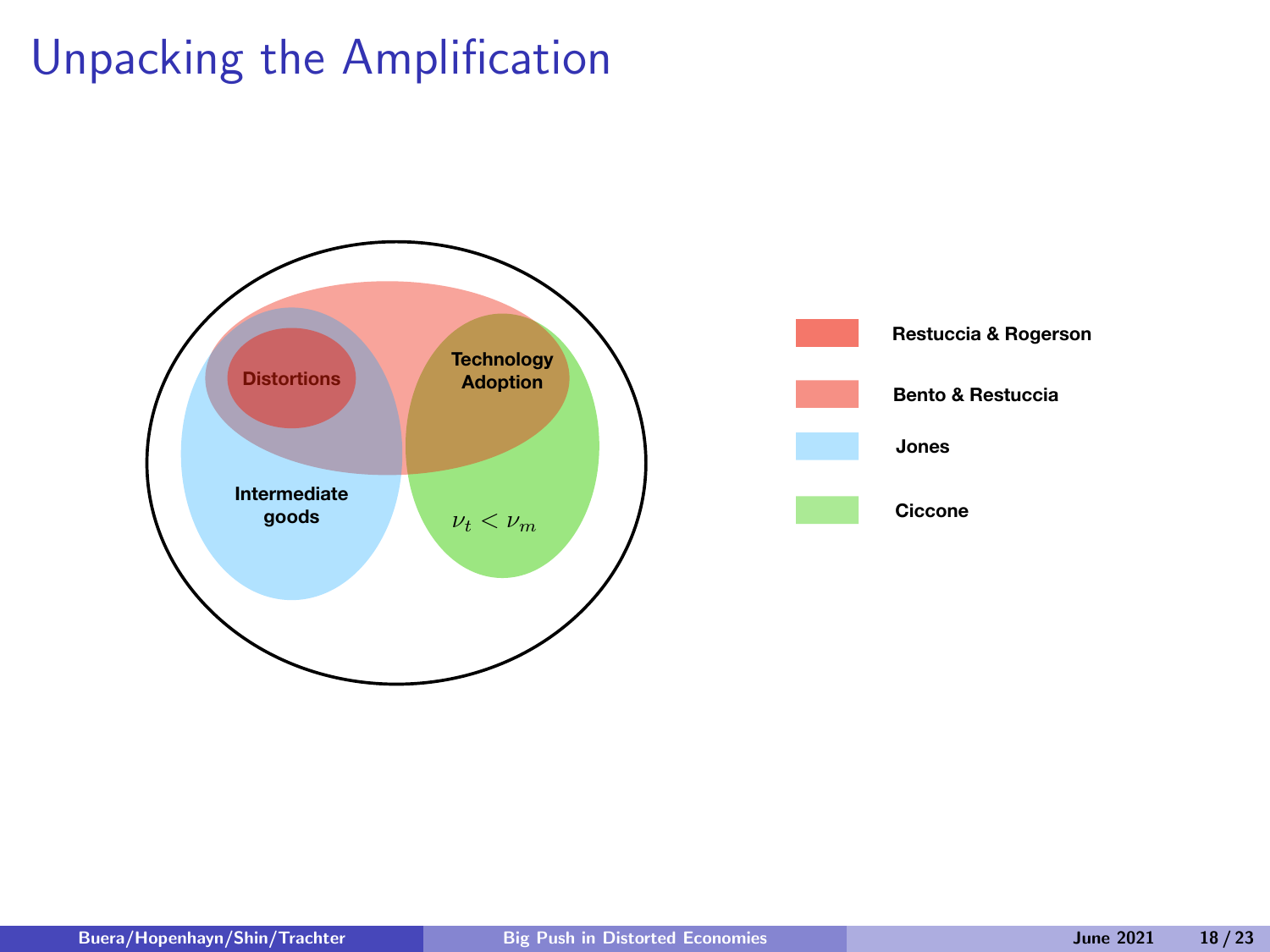# Unpacking the Amplification

Distortions

Technology Adoption

Intermediate goods

$\nu_t < \nu_m$

Restuccia & Rogerson

Bento & Restuccia

Jones

Ciccone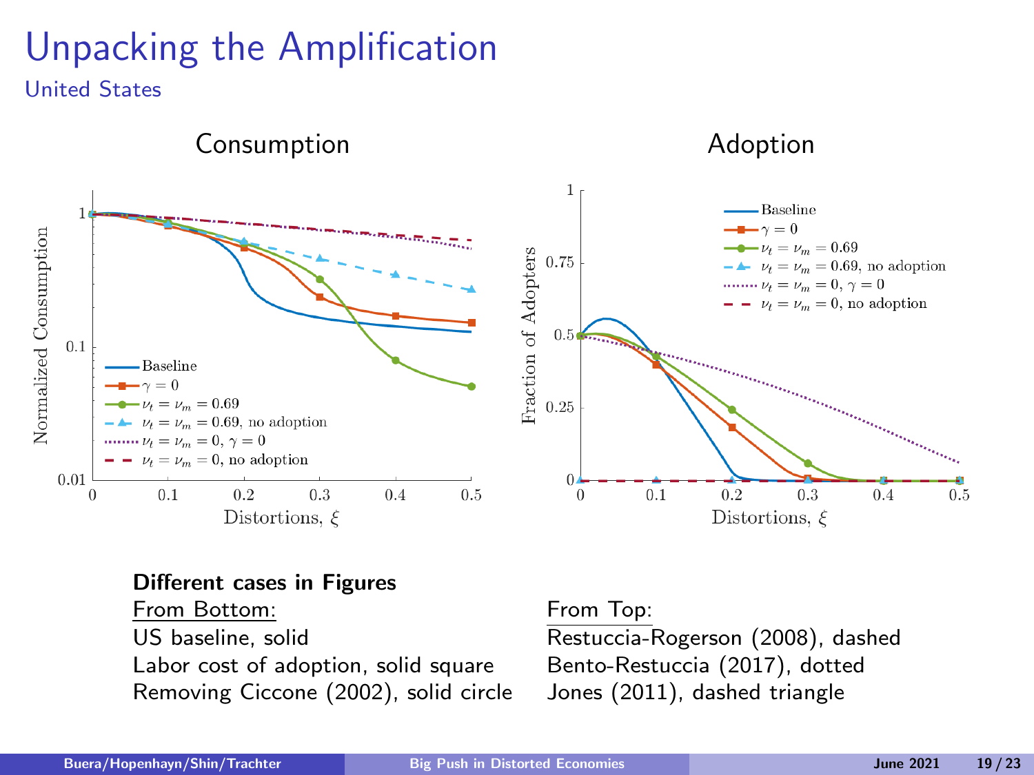# Unpacking the Amplification

United States

Consumption

Adoption

**Different cases in Figures**

From Bottom:

US baseline, solid

Labor cost of adoption, solid square

Removing Ciccone (2002), solid circle

From Top:

Restuccia-Rogerson (2008), dashed

Bento-Restuccia (2017), dotted

Jones (2011), dashed triangle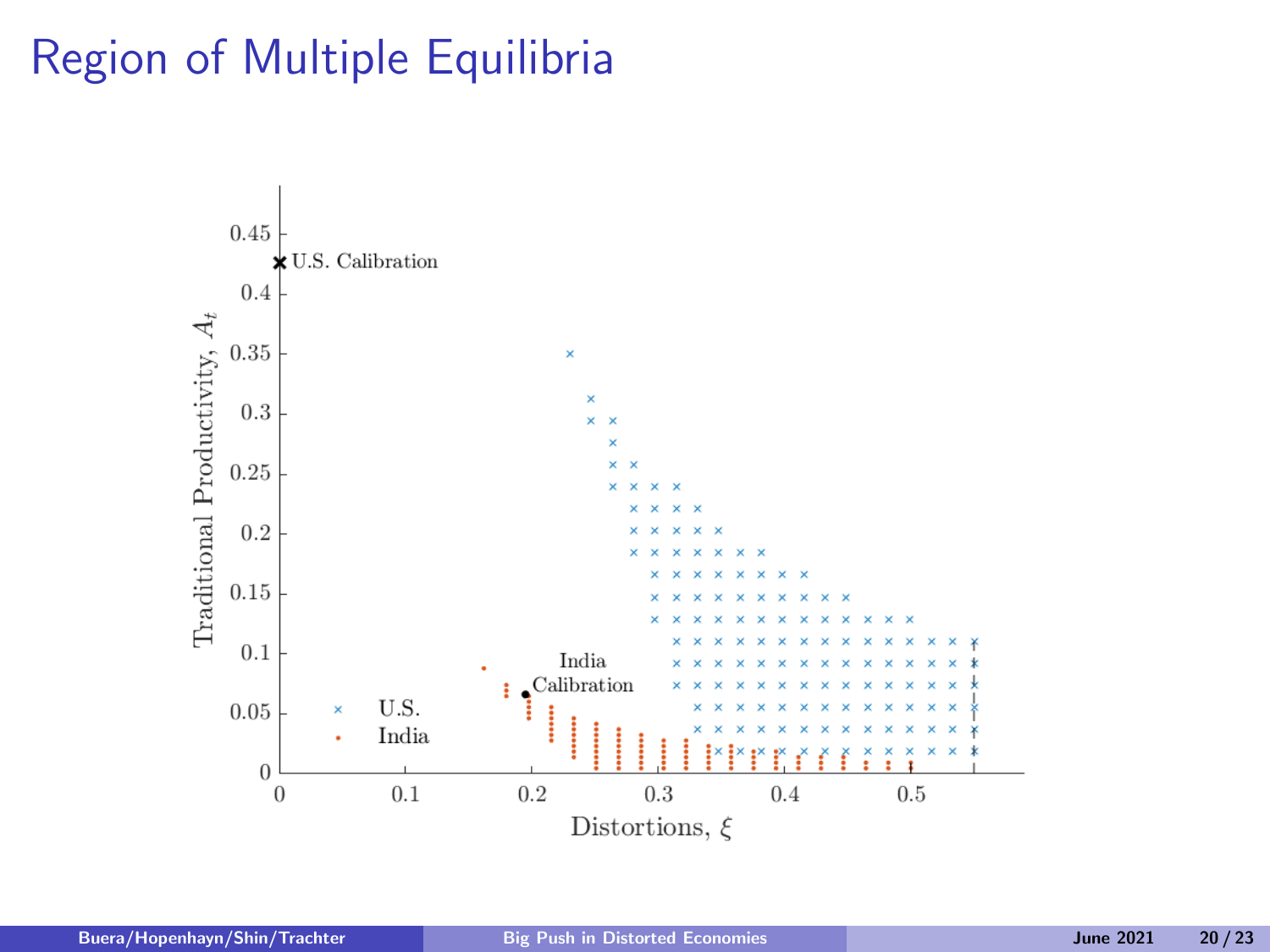# Region of Multiple Equilibria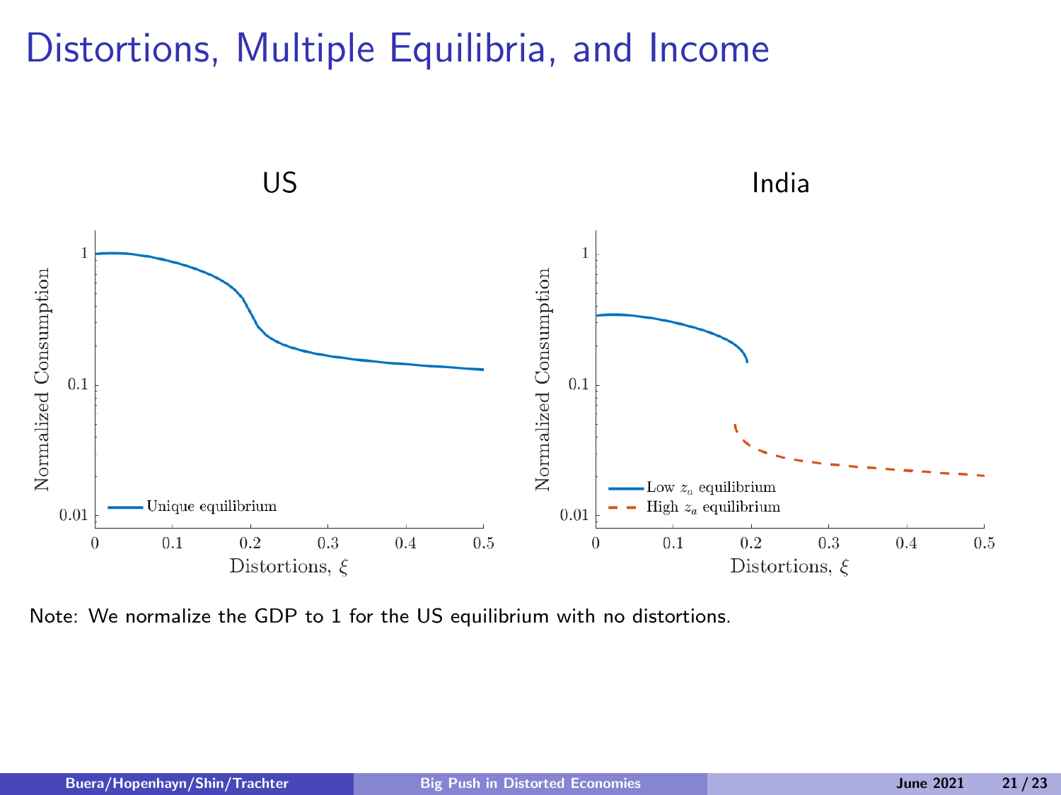# Distortions, Multiple Equilibria, and Income

Note: We normalize the GDP to 1 for the US equilibrium with no distortions.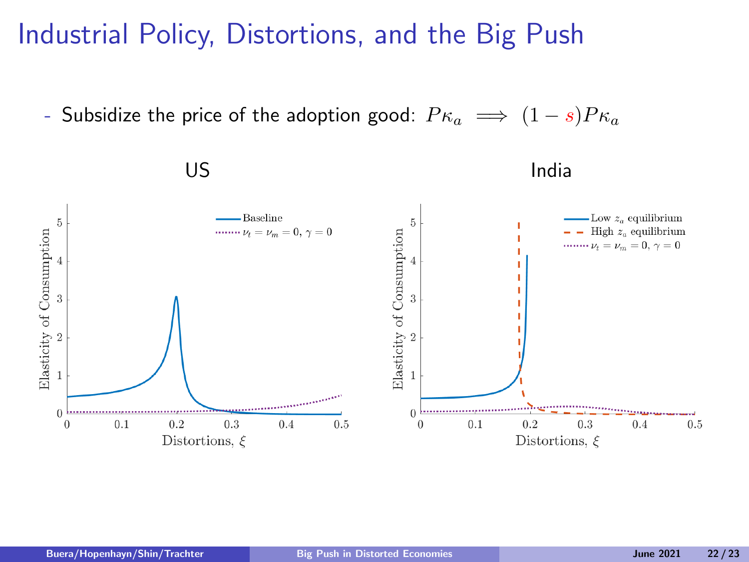# Industrial Policy, Distortions, and the Big Push

- Subsidize the price of the adoption good: $P\kappa_a \implies (1 - s)P\kappa_a$

US

India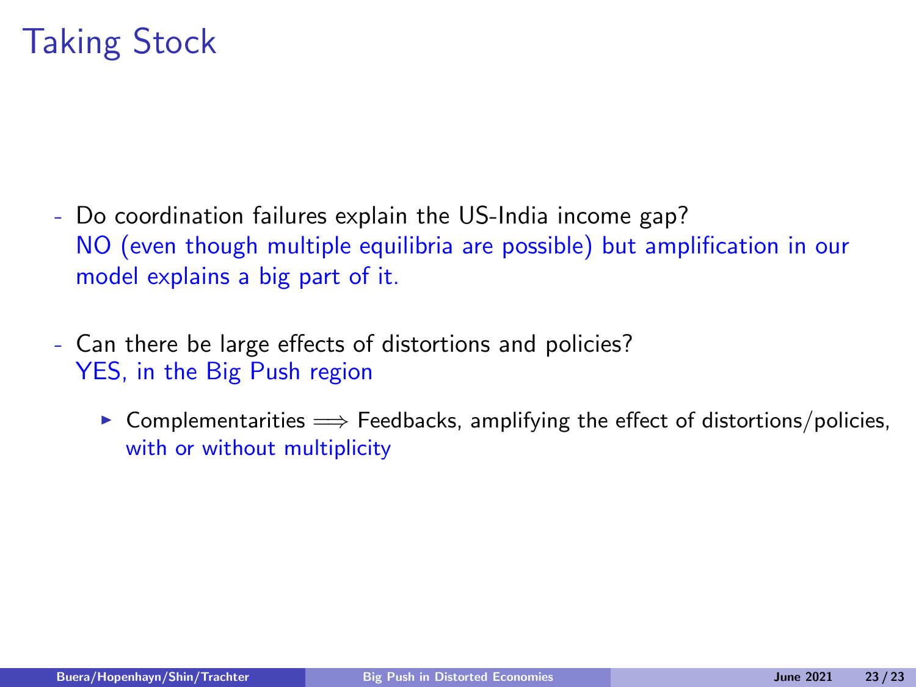# Taking Stock

- Do coordination failures explain the US-India income gap?
  NO (even though multiple equilibria are possible) but amplification in our model explains a big part of it.

- Can there be large effects of distortions and policies?
  YES, in the Big Push region

  - Complementarities $\Longrightarrow$ Feedbacks, amplifying the effect of distortions/policies, with or without multiplicity